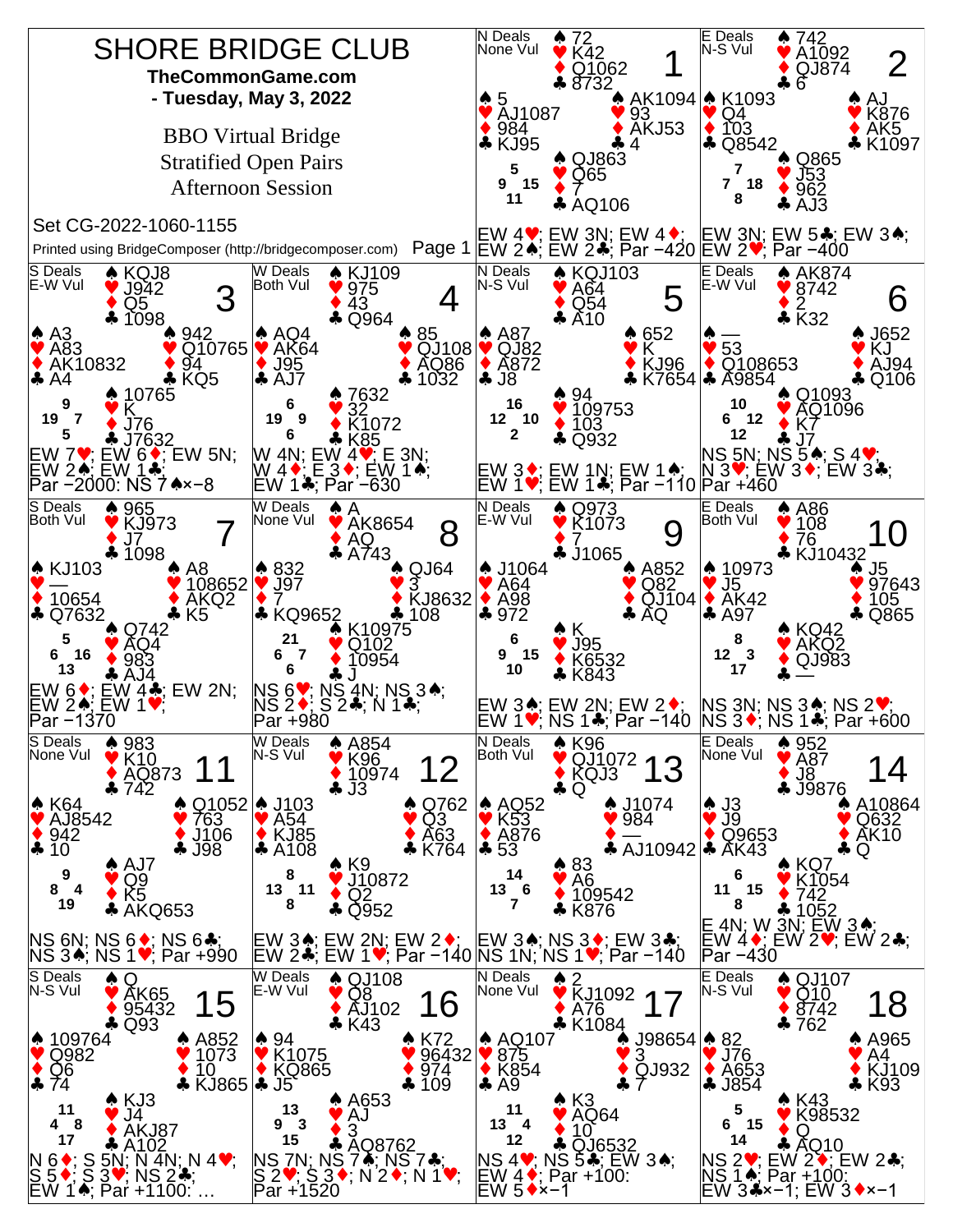# SHORE BRIDGE CLUB

**TheCommonGame.com**

**- Tuesday, May 3, 2022**

BBO Virtual Bridge

Stratified Open Pairs

Afternoon Session

Set CG-2022-1060-1155

Printed using BridgeComposer (http://bridgecomposer.com)

---

## Board 1
N Deals, None Vul

- North: ♠ 72 ♥ K42 ♦ Q1062 ♣ 8732
- West: ♠ 5 ♥ AJ1087 ♦ 984 ♣ KJ95
- East: ♠ AK1094 ♥ 93 ♦ AKJ53 ♣ 4
- South: ♠ QJ863 ♥ Q65 ♦ 7 ♣ AQ106

HCP: N 5, W 9, E 15, S 11

EW 4♥; EW 3N; EW 4♦; EW 2♠; EW 2♣; Par −420

## Board 2
E Deals, N-S Vul

- North: ♠ 742 ♥ A1092 ♦ QJ874 ♣ 6
- West: ♠ K1093 ♥ Q4 ♦ 103 ♣ Q8542
- East: ♠ AJ ♥ K876 ♦ AK5 ♣ K1097
- South: ♠ Q865 ♥ J53 ♦ 962 ♣ AJ3

HCP: N 7, W 7, E 18, S 8

EW 3N; EW 5♣; EW 3♠; EW 2♥; Par −400

## Board 3
S Deals, E-W Vul

- North: ♠ KQJ8 ♥ J942 ♦ Q5 ♣ 1098
- West: ♠ A3 ♥ A83 ♦ AK10832 ♣ A4
- East: ♠ 942 ♥ Q10765 ♦ 94 ♣ KQ5
- South: ♠ 10765 ♥ K ♦ J76 ♣ J7632

HCP: N 9, W 19, E 7, S 5

EW 7♥; EW 6♦; EW 5N; EW 2♠; EW 1♣; Par −2000: NS 7♠×−8

## Board 4
W Deals, Both Vul

- North: ♠ KJ109 ♥ 975 ♦ 43 ♣ Q964
- West: ♠ AQ4 ♥ AK64 ♦ J95 ♣ AJ7
- East: ♠ 85 ♥ QJ108 ♦ AQ86 ♣ 1032
- South: ♠ 7632 ♥ 32 ♦ K1072 ♣ K85

HCP: N 6, W 19, E 9, S 6

W 4N; EW 4♥; E 3N; W 4♦; E 3♦; EW 1♠; EW 1♣; Par −630

## Board 5
N Deals, N-S Vul

- North: ♠ KQJ103 ♥ A64 ♦ Q54 ♣ A10
- West: ♠ A87 ♥ QJ82 ♦ A872 ♣ J8
- East: ♠ 652 ♥ K ♦ KJ96 ♣ K7654
- South: ♠ 94 ♥ 109753 ♦ 103 ♣ Q932

HCP: N 16, W 12, E 10, S 2

EW 3♦; EW 1N; EW 1♠; EW 1♥; EW 1♣; Par −110

## Board 6
E Deals, E-W Vul

- North: ♠ AK874 ♥ 8742 ♦ 2 ♣ K32
- West: ♠ — ♥ 53 ♦ Q108653 ♣ A9854
- East: ♠ J652 ♥ KJ ♦ AJ94 ♣ Q106
- South: ♠ Q1093 ♥ AQ1096 ♦ K7 ♣ J7

HCP: N 10, W 6, E 12, S 12

NS 5N; NS 5♠; S 4♥; N 3♥; EW 3♦; EW 3♣; Par +460

## Board 7
S Deals, Both Vul

- North: ♠ 965 ♥ KJ973 ♦ J7 ♣ 1098
- West: ♠ KJ103 ♥ — ♦ 10654 ♣ Q7632
- East: ♠ A8 ♥ 108652 ♦ AKQ2 ♣ K5
- South: ♠ Q742 ♥ AQ4 ♦ 983 ♣ AJ4

HCP: N 5, W 6, E 16, S 13

EW 6♦; EW 4♣; EW 2N; EW 2♠; EW 1♥; Par −1370

## Board 8
W Deals, None Vul

- North: ♠ A ♥ AK8654 ♦ AQ ♣ A743
- West: ♠ 832 ♥ J97 ♦ 7 ♣ KQ9652
- East: ♠ QJ64 ♥ 3 ♦ KJ8632 ♣ 108
- South: ♠ K10975 ♥ Q102 ♦ 10954 ♣ J

HCP: N 21, W 6, E 7, S 6

NS 6♥; NS 4N; NS 3♠; NS 2♦; S 2♣; N 1♣; Par +980

## Board 9
N Deals, E-W Vul

- North: ♠ Q973 ♥ K1073 ♦ 7 ♣ J1065
- West: ♠ J1064 ♥ A64 ♦ A98 ♣ 972
- East: ♠ A852 ♥ Q82 ♦ QJ104 ♣ AQ
- South: ♠ K ♥ J95 ♦ K6532 ♣ K843

HCP: N 6, W 9, E 15, S 10

EW 3♠; EW 2N; EW 2♦; EW 1♥; NS 1♣; Par −140

## Board 10
E Deals, Both Vul

- North: ♠ A86 ♥ 108 ♦ 76 ♣ KJ10432
- West: ♠ 10973 ♥ J5 ♦ AK42 ♣ A97
- East: ♠ J5 ♥ 97643 ♦ 105 ♣ Q865
- South: ♠ KQ42 ♥ AKQ2 ♦ QJ983 ♣ —

HCP: N 8, W 12, E 3, S 17

NS 3N; NS 3♠; NS 2♥; NS 3♦; NS 1♣; Par +600

## Board 11
S Deals, None Vul

- North: ♠ 983 ♥ K10 ♦ AQ873 ♣ 742
- West: ♠ K64 ♥ AJ8542 ♦ 942 ♣ 10
- East: ♠ Q1052 ♥ 763 ♦ J106 ♣ J98
- South: ♠ AJ7 ♥ Q9 ♦ K5 ♣ AKQ653

HCP: N 9, W 8, E 4, S 19

NS 6N; NS 6♦; NS 6♣; NS 3♠; NS 1♥; Par +990

## Board 12
W Deals, N-S Vul

- North: ♠ A854 ♥ K96 ♦ 10974 ♣ J3
- West: ♠ J103 ♥ A54 ♦ KJ85 ♣ A108
- East: ♠ Q762 ♥ Q3 ♦ A63 ♣ K764
- South: ♠ K9 ♥ J10872 ♦ Q2 ♣ Q952

HCP: N 8, W 13, E 11, S 8

EW 3♠; EW 2N; EW 2♦; EW 2♣; EW 1♥; Par −140

## Board 13
N Deals, Both Vul

- North: ♠ K96 ♥ QJ1072 ♦ KQJ3 ♣ Q
- West: ♠ AQ52 ♥ K53 ♦ A876 ♣ 53
- East: ♠ J1074 ♥ 984 ♦ — ♣ AJ10942
- South: ♠ 83 ♥ A6 ♦ 109542 ♣ K876

HCP: N 14, W 13, E 6, S 7

EW 3♠; NS 3♦; EW 3♣; NS 1N; NS 1♥; Par −140

## Board 14
E Deals, None Vul

- North: ♠ 952 ♥ A87 ♦ J8 ♣ J9876
- West: ♠ J3 ♥ J9 ♦ Q9653 ♣ AK43
- East: ♠ A10864 ♥ Q632 ♦ AK10 ♣ Q
- South: ♠ KQ7 ♥ K1054 ♦ 742 ♣ 1052

HCP: N 6, W 11, E 15, S 8

E 4N; W 3N; EW 3♠; EW 4♦; EW 2♥; EW 2♣; Par −430

## Board 15
S Deals, N-S Vul

- North: ♠ Q ♥ AK65 ♦ 95432 ♣ Q93
- West: ♠ 109764 ♥ Q982 ♦ Q6 ♣ 74
- East: ♠ A852 ♥ 1073 ♦ 10 ♣ KJ865
- South: ♠ KJ3 ♥ J4 ♦ AKJ87 ♣ A102

HCP: N 11, W 4, E 8, S 17

N 6♦; S 5N; N 4N; N 4♥; S 5♦; S 3♥; NS 2♣; EW 1♠; Par +1100: …

## Board 16
W Deals, E-W Vul

- North: ♠ QJ108 ♥ Q8 ♦ AJ102 ♣ K43
- West: ♠ 94 ♥ K1075 ♦ KQ865 ♣ J5
- East: ♠ K72 ♥ 96432 ♦ 974 ♣ 109
- South: ♠ A653 ♥ AJ ♦ 3 ♣ AQ8762

HCP: N 13, W 9, E 3, S 15

NS 7N; NS 7♠; NS 7♣; S 2♥; S 3♦; N 2♦; N 1♥; Par +1520

## Board 17
N Deals, None Vul

- North: ♠ 2 ♥ KJ1092 ♦ A76 ♣ K1084
- West: ♠ AQ107 ♥ 875 ♦ K854 ♣ A9
- East: ♠ J98654 ♥ 3 ♦ QJ932 ♣ 7
- South: ♠ K3 ♥ AQ64 ♦ 10 ♣ QJ6532

HCP: N 11, W 13, E 4, S 12

NS 4♥; NS 5♣; EW 3♠; EW 4♦; Par +100: EW 5♦×−1

## Board 18
E Deals, N-S Vul

- North: ♠ QJ107 ♥ Q10 ♦ 8742 ♣ 762
- West: ♠ 82 ♥ J76 ♦ A653 ♣ J854
- East: ♠ A965 ♥ A4 ♦ KJ109 ♣ K93
- South: ♠ K43 ♥ K98532 ♦ Q ♣ AQ10

HCP: N 5, W 6, E 15, S 14

NS 2♥; EW 2♦; EW 2♣; NS 1♠; Par +100: EW 3♣×−1; EW 3♦×−1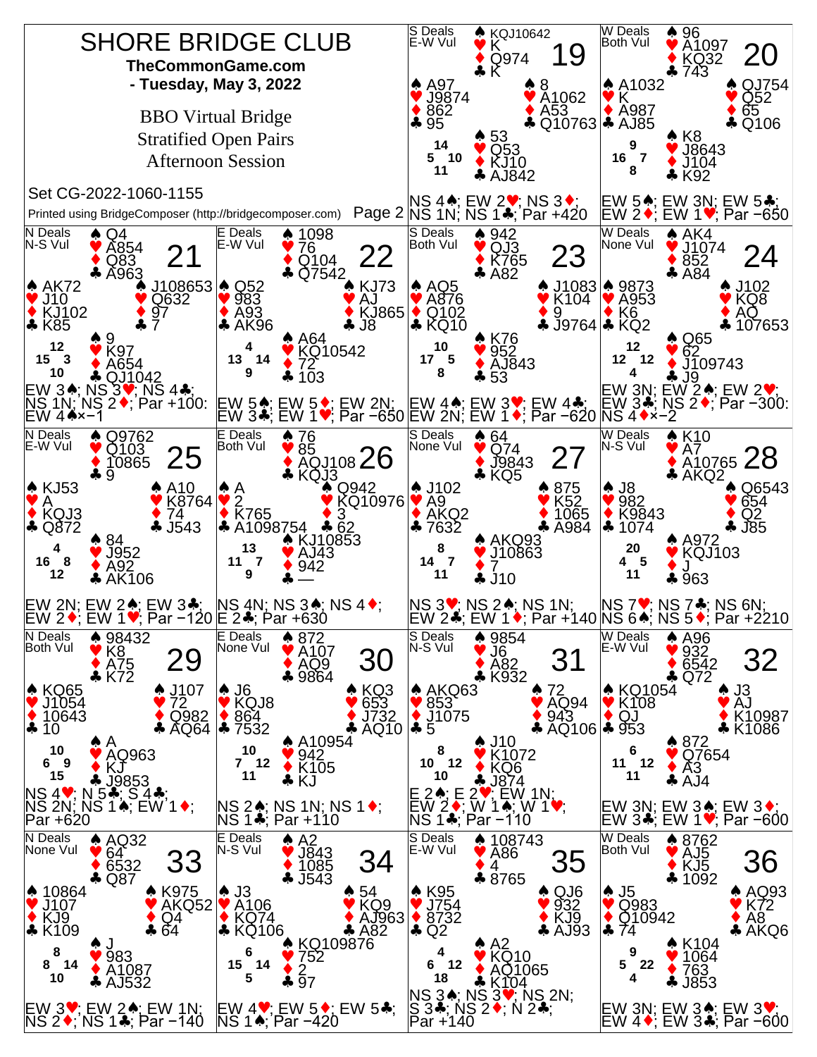# SHORE BRIDGE CLUB

**TheCommonGame.com**

**- Tuesday, May 3, 2022**

BBO Virtual Bridge

Stratified Open Pairs

Afternoon Session

Set CG-2022-1060-1155

Printed using BridgeComposer (http://bridgecomposer.com)

---

### Board 19
S Deals, E-W Vul

- North: ♠ KQJ10642 ♥ K ♦ Q974 ♣ K
- West: ♠ A97 ♥ J9874 ♦ 862 ♣ 95
- East: ♠ 8 ♥ A1062 ♦ A53 ♣ Q10763
- South: ♠ 53 ♥ Q53 ♦ KJ10 ♣ AJ842

HCP: N 14, W 5, E 10, S 11

NS 4♠; EW 2♥; NS 3♦; NS 1N; NS 1♣; Par +420

### Board 20
W Deals, Both Vul

- North: ♠ 96 ♥ A1097 ♦ KQ32 ♣ 743
- West: ♠ A1032 ♥ K ♦ A987 ♣ AJ85
- East: ♠ QJ754 ♥ Q52 ♦ 65 ♣ Q106
- South: ♠ K8 ♥ J8643 ♦ J104 ♣ K92

HCP: N 9, W 16, E 7, S 8

EW 5♠; EW 3N; EW 5♣; EW 2♦; EW 1♥; Par −650

### Board 21
N Deals, N-S Vul

- North: ♠ Q4 ♥ A854 ♦ Q83 ♣ A963
- West: ♠ AK72 ♥ J10 ♦ KJ102 ♣ K85
- East: ♠ J108653 ♥ Q632 ♦ 97 ♣ 7
- South: ♠ 9 ♥ K97 ♦ A654 ♣ QJ1042

HCP: N 12, W 15, E 3, S 10

EW 3♠; NS 3♥; NS 4♣; NS 1N; NS 2♦; Par +100: EW 4♠×−1

### Board 22
E Deals, E-W Vul

- North: ♠ 1098 ♥ 76 ♦ Q104 ♣ Q7542
- West: ♠ Q52 ♥ 983 ♦ A93 ♣ AK96
- East: ♠ KJ73 ♥ AJ ♦ KJ865 ♣ J8
- South: ♠ A64 ♥ KQ10542 ♦ 72 ♣ 103

HCP: N 4, W 13, E 14, S 9

EW 5♠; EW 5♦; EW 2N; EW 3♣; EW 1♥; Par −650

### Board 23
S Deals, Both Vul

- North: ♠ 942 ♥ QJ3 ♦ K765 ♣ A82
- West: ♠ AQ5 ♥ A876 ♦ Q102 ♣ KQ10
- East: ♠ J1083 ♥ K104 ♦ 9 ♣ J9764
- South: ♠ K76 ♥ 952 ♦ AJ843 ♣ 53

HCP: N 10, W 17, E 5, S 8

EW 4♠; EW 3♥; EW 4♣; EW 2N; EW 1♦; Par −620

### Board 24
W Deals, None Vul

- North: ♠ AK4 ♥ J1074 ♦ 852 ♣ A84
- West: ♠ 9873 ♥ A953 ♦ K6 ♣ KQ2
- East: ♠ J102 ♥ KQ8 ♦ AQ ♣ 107653
- South: ♠ Q65 ♥ 62 ♦ J109743 ♣ J9

HCP: N 12, W 12, E 12, S 4

EW 3N; EW 2♠; EW 2♥; EW 3♣; NS 2♦; Par −300: NS 4♦×−2

### Board 25
N Deals, E-W Vul

- North: ♠ Q9762 ♥ Q103 ♦ 10865 ♣ 9
- West: ♠ KJ53 ♥ A ♦ KQJ3 ♣ Q872
- East: ♠ A10 ♥ K8764 ♦ 74 ♣ J543
- South: ♠ 84 ♥ J952 ♦ A92 ♣ AK106

HCP: N 4, W 16, E 8, S 12

EW 2N; EW 2♠; EW 3♣; EW 2♦; EW 1♥; Par −120

### Board 26
E Deals, Both Vul

- North: ♠ 76 ♥ 85 ♦ AQJ108 ♣ KQJ3
- West: ♠ A ♥ 2 ♦ K765 ♣ A1098754
- East: ♠ Q942 ♥ KQ10976 ♦ 3 ♣ 62
- South: ♠ KJ10853 ♥ AJ43 ♦ 942 ♣ —

HCP: N 13, W 11, E 7, S 9

NS 4N; NS 3♠; NS 4♦; E 2♣; Par +630

### Board 27
S Deals, None Vul

- North: ♠ 64 ♥ Q74 ♦ J9843 ♣ KQ5
- West: ♠ J102 ♥ A9 ♦ AKQ2 ♣ 7632
- East: ♠ 875 ♥ K52 ♦ 1065 ♣ A984
- South: ♠ AKQ93 ♥ J10863 ♦ 7 ♣ J10

HCP: N 8, W 14, E 7, S 11

NS 3♥; NS 2♠; NS 1N; EW 2♣; EW 1♦; Par +140

### Board 28
W Deals, N-S Vul

- North: ♠ K10 ♥ A7 ♦ A10765 ♣ AKQ2
- West: ♠ J8 ♥ 982 ♦ K9843 ♣ 1074
- East: ♠ Q6543 ♥ 654 ♦ Q2 ♣ J85
- South: ♠ A972 ♥ KQJ103 ♦ J ♣ 963

HCP: N 20, W 4, E 5, S 11

NS 7♥; NS 7♣; NS 6N; NS 6♠; NS 5♦; Par +2210

### Board 29
N Deals, Both Vul

- North: ♠ 98432 ♥ K8 ♦ A75 ♣ K72
- West: ♠ KQ65 ♥ J1054 ♦ 10643 ♣ 10
- East: ♠ J107 ♥ 72 ♦ Q982 ♣ AQ64
- South: ♠ A ♥ AQ963 ♦ KJ ♣ J9853

HCP: N 10, W 6, E 9, S 15

NS 4♥; N 5♣; S 4♣; NS 2N; NS 1♠; EW 1♦; Par +620

### Board 30
E Deals, None Vul

- North: ♠ 872 ♥ A107 ♦ AQ9 ♣ 9864
- West: ♠ J6 ♥ KQJ8 ♦ 864 ♣ 7532
- East: ♠ KQ3 ♥ 653 ♦ J732 ♣ AQ10
- South: ♠ A10954 ♥ 942 ♦ K105 ♣ KJ

HCP: N 10, W 7, E 12, S 11

NS 2♠; NS 1N; NS 1♦; NS 1♣; Par +110

### Board 31
S Deals, N-S Vul

- North: ♠ 9854 ♥ J6 ♦ A82 ♣ K932
- West: ♠ AKQ63 ♥ 853 ♦ J1075 ♣ 5
- East: ♠ 72 ♥ AQ94 ♦ 943 ♣ AQ106
- South: ♠ J10 ♥ K1072 ♦ KQ6 ♣ J874

HCP: N 8, W 10, E 12, S 10

E 2♠; E 2♥; EW 1N; EW 2♦; W 1♠; W 1♥; NS 1♣; Par −110

### Board 32
W Deals, E-W Vul

- North: ♠ A96 ♥ 932 ♦ 6542 ♣ Q72
- West: ♠ KQ1054 ♥ K108 ♦ QJ ♣ 953
- East: ♠ J3 ♥ AJ ♦ K10987 ♣ K1086
- South: ♠ 872 ♥ Q7654 ♦ A3 ♣ AJ4

HCP: N 6, W 11, E 12, S 11

EW 3N; EW 3♠; EW 3♦; EW 3♣; EW 1♥; Par −600

### Board 33
N Deals, None Vul

- North: ♠ AQ32 ♥ 64 ♦ 6532 ♣ Q87
- West: ♠ 10864 ♥ J107 ♦ KJ9 ♣ K109
- East: ♠ K975 ♥ AKQ52 ♦ Q4 ♣ 64
- South: ♠ J ♥ 983 ♦ A1087 ♣ AJ532

HCP: N 8, W 8, E 14, S 10

EW 3♥; EW 2♠; EW 1N; NS 2♦; NS 1♣; Par −140

### Board 34
E Deals, N-S Vul

- North: ♠ A2 ♥ J843 ♦ 1085 ♣ J543
- West: ♠ J3 ♥ A106 ♦ KQ74 ♣ KQ106
- East: ♠ 54 ♥ KQ9 ♦ AJ963 ♣ A82
- South: ♠ KQ109876 ♥ 752 ♦ 2 ♣ 97

HCP: N 6, W 15, E 14, S 5

EW 4♥; EW 5♦; EW 5♣; NS 1♠; Par −420

### Board 35
S Deals, E-W Vul

- North: ♠ 108743 ♥ A86 ♦ 4 ♣ 8765
- West: ♠ K95 ♥ J754 ♦ 8732 ♣ Q2
- East: ♠ QJ6 ♥ 932 ♦ KJ9 ♣ AJ93
- South: ♠ A2 ♥ KQ10 ♦ AQ10653 ♣ K104

HCP: N 4, W 6, E 12, S 18

NS 3♠; NS 3♥; NS 2N; S 3♣; NS 2♦; N 2♣; Par +140

### Board 36
W Deals, Both Vul

- North: ♠ 8762 ♥ AJ5 ♦ KJ5 ♣ 1092
- West: ♠ J5 ♥ Q983 ♦ Q10942 ♣ 74
- East: ♠ AQ93 ♥ K72 ♦ A8 ♣ AKQ6
- South: ♠ K104 ♥ 1064 ♦ 763 ♣ J853

HCP: N 9, W 5, E 22, S 4

EW 3N; EW 3♠; EW 3♥; EW 4♦; EW 3♣; Par −600